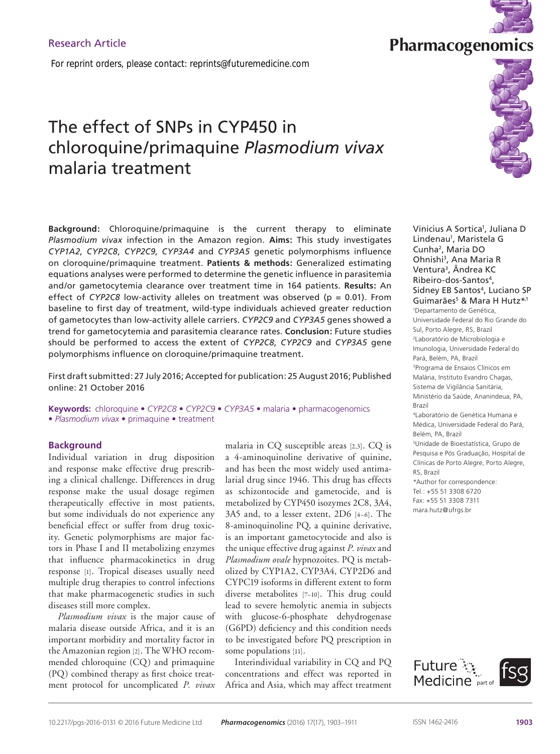Research Article

For reprint orders, please contact: reprints@futuremedicine.com

# The effect of SNPs in CYP450 in chloroquine/primaquine *Plasmodium vivax* malaria treatment

Vinicius A Sortica[1], Juliana D Lindenau[1], Maristela G Cunha[2], Maria DO Ohnishi[3], Ana Maria R Ventura[3], Ândrea KC Ribeiro-dos-Santos[4], Sidney EB Santos[4], Luciano SP Guimarães[5] & Mara H Hutz*[,1]

[1]Departamento de Genética, Universidade Federal do Rio Grande do Sul, Porto Alegre, RS, Brazil

[2]Laboratório de Microbiologia e Imunologia, Universidade Federal do Pará, Belém, PA, Brazil

[3]Programa de Ensaios Clínicos em Malária, Instituto Evandro Chagas, Sistema de Vigilância Sanitária, Ministério da Saúde, Ananindeua, PA, Brazil

[4]Laboratório de Genética Humana e Médica, Universidade Federal do Pará, Belém, PA, Brazil

[5]Unidade de Bioestatística, Grupo de Pesquisa e Pós Graduação, Hospital de Clínicas de Porto Alegre, Porto Alegre, RS, Brazil

*Author for correspondence:
Tel.: +55 51 3308 6720
Fax: +55 51 3308 7311
mara.hutz@ufrgs.br

**Background:** Chloroquine/primaquine is the current therapy to eliminate *Plasmodium vivax* infection in the Amazon region. **Aims:** This study investigates *CYP1A2*, *CYP2C8*, *CYP2C9*, *CYP3A4* and *CYP3A5* genetic polymorphisms influence on cloroquine/primaquine treatment. **Patients & methods:** Generalized estimating equations analyses were performed to determine the genetic influence in parasitemia and/or gametocytemia clearance over treatment time in 164 patients. **Results:** An effect of *CYP2C8* low-activity alleles on treatment was observed ($p = 0.01$). From baseline to first day of treatment, wild-type individuals achieved greater reduction of gametocytes than low-activity allele carriers. *CYP2C9* and *CYP3A5* genes showed a trend for gametocytemia and parasitemia clearance rates. **Conclusion:** Future studies should be performed to access the extent of *CYP2C8*, *CYP2C9* and *CYP3A5* gene polymorphisms influence on cloroquine/primaquine treatment.

First draft submitted: 27 July 2016; Accepted for publication: 25 August 2016; Published online: 21 October 2016

**Keywords:** chloroquine • *CYP2C8* • *CYP2C9* • *CYP3A5* • malaria • pharmacogenomics • *Plasmodium vivax* • primaquine • treatment

## Background

Individual variation in drug disposition and response make effective drug prescribing a clinical challenge. Differences in drug response make the usual dosage regimen therapeutically effective in most patients, but some individuals do not experience any beneficial effect or suffer from drug toxicity. Genetic polymorphisms are major factors in Phase I and II metabolizing enzymes that influence pharmacokinetics in drug response [1]. Tropical diseases usually need multiple drug therapies to control infections that make pharmacogenetic studies in such diseases still more complex.

*Plasmodium vivax* is the major cause of malaria disease outside Africa, and it is an important morbidity and mortality factor in the Amazonian region [2]. The WHO recommended chloroquine (CQ) and primaquine (PQ) combined therapy as first choice treatment protocol for uncomplicated *P. vivax* malaria in CQ susceptible areas [2,3]. CQ is a 4-aminoquinoline derivative of quinine, and has been the most widely used antimalarial drug since 1946. This drug has effects as schizontocide and gametocide, and is metabolized by CYP450 isozymes 2C8, 3A4, 3A5 and, to a lesser extent, 2D6 [4–6]. The 8-aminoquinoline PQ, a quinine derivative, is an important gametocytocide and also is the unique effective drug against *P. vivax* and *Plasmodium ovale* hypnozoites. PQ is metabolized by CYP1A2, CYP3A4, CYP2D6 and CYPC19 isoforms in different extent to form diverse metabolites [7–10]. This drug could lead to severe hemolytic anemia in subjects with glucose-6-phosphate dehydrogenase (G6PD) deficiency and this condition needs to be investigated before PQ prescription in some populations [11].

Interindividual variability in CQ and PQ concentrations and effect was reported in Africa and Asia, which may affect treatment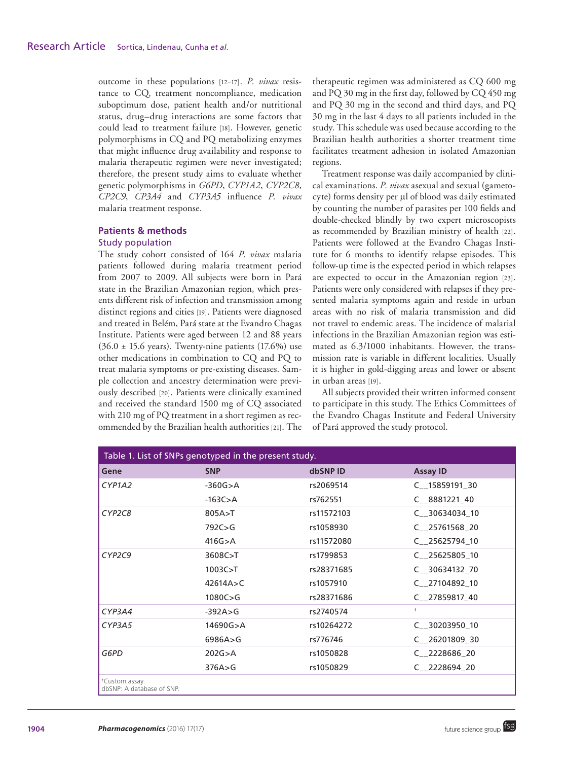outcome in these populations [12–17]. *P. vivax* resistance to CQ, treatment noncompliance, medication suboptimum dose, patient health and/or nutritional status, drug–drug interactions are some factors that could lead to treatment failure [18]. However, genetic polymorphisms in CQ and PQ metabolizing enzymes that might influence drug availability and response to malaria therapeutic regimen were never investigated; therefore, the present study aims to evaluate whether genetic polymorphisms in *G6PD*, *CYP1A2*, *CYP2C8*, *CP2C9*, *CP3A4* and *CYP3A5* influence *P. vivax* malaria treatment response.

## Patients & methods

### Study population

The study cohort consisted of 164 *P. vivax* malaria patients followed during malaria treatment period from 2007 to 2009. All subjects were born in Pará state in the Brazilian Amazonian region, which presents different risk of infection and transmission among distinct regions and cities [19]. Patients were diagnosed and treated in Belém, Pará state at the Evandro Chagas Institute. Patients were aged between 12 and 88 years (36.0 ± 15.6 years). Twenty-nine patients (17.6%) use other medications in combination to CQ and PQ to treat malaria symptoms or pre-existing diseases. Sample collection and ancestry determination were previously described [20]. Patients were clinically examined and received the standard 1500 mg of CQ associated with 210 mg of PQ treatment in a short regimen as recommended by the Brazilian health authorities [21]. The therapeutic regimen was administered as CQ 600 mg and PQ 30 mg in the first day, followed by CQ 450 mg and PQ 30 mg in the second and third days, and PQ 30 mg in the last 4 days to all patients included in the study. This schedule was used because according to the Brazilian health authorities a shorter treatment time facilitates treatment adhesion in isolated Amazonian regions.

Treatment response was daily accompanied by clinical examinations. *P. vivax* asexual and sexual (gametocyte) forms density per µl of blood was daily estimated by counting the number of parasites per 100 fields and double-checked blindly by two expert microscopists as recommended by Brazilian ministry of health [22]. Patients were followed at the Evandro Chagas Institute for 6 months to identify relapse episodes. This follow-up time is the expected period in which relapses are expected to occur in the Amazonian region [23]. Patients were only considered with relapses if they presented malaria symptoms again and reside in urban areas with no risk of malaria transmission and did not travel to endemic areas. The incidence of malarial infections in the Brazilian Amazonian region was estimated as 6.3/1000 inhabitants. However, the transmission rate is variable in different localities. Usually it is higher in gold-digging areas and lower or absent in urban areas [19].

All subjects provided their written informed consent to participate in this study. The Ethics Committees of the Evandro Chagas Institute and Federal University of Pará approved the study protocol.

**Table 1. List of SNPs genotyped in the present study.**

| Gene | SNP | dbSNP ID | Assay ID |
|---|---|---|---|
| *CYP1A2* | -360G>A | rs2069514 | C__15859191_30 |
| | -163C>A | rs762551 | C__8881221_40 |
| *CYP2C8* | 805A>T | rs11572103 | C__30634034_10 |
| | 792C>G | rs1058930 | C__25761568_20 |
| | 416G>A | rs11572080 | C__25625794_10 |
| *CYP2C9* | 3608C>T | rs1799853 | C__25625805_10 |
| | 1003C>T | rs28371685 | C__30634132_70 |
| | 42614A>C | rs1057910 | C__27104892_10 |
| | 1080C>G | rs28371686 | C__27859817_40 |
| *CYP3A4* | -392A>G | rs2740574 | † |
| *CYP3A5* | 14690G>A | rs10264272 | C__30203950_10 |
| | 6986A>G | rs776746 | C__26201809_30 |
| *G6PD* | 202G>A | rs1050828 | C__2228686_20 |
| | 376A>G | rs1050829 | C__2228694_20 |

†Custom assay.
dbSNP: A database of SNP.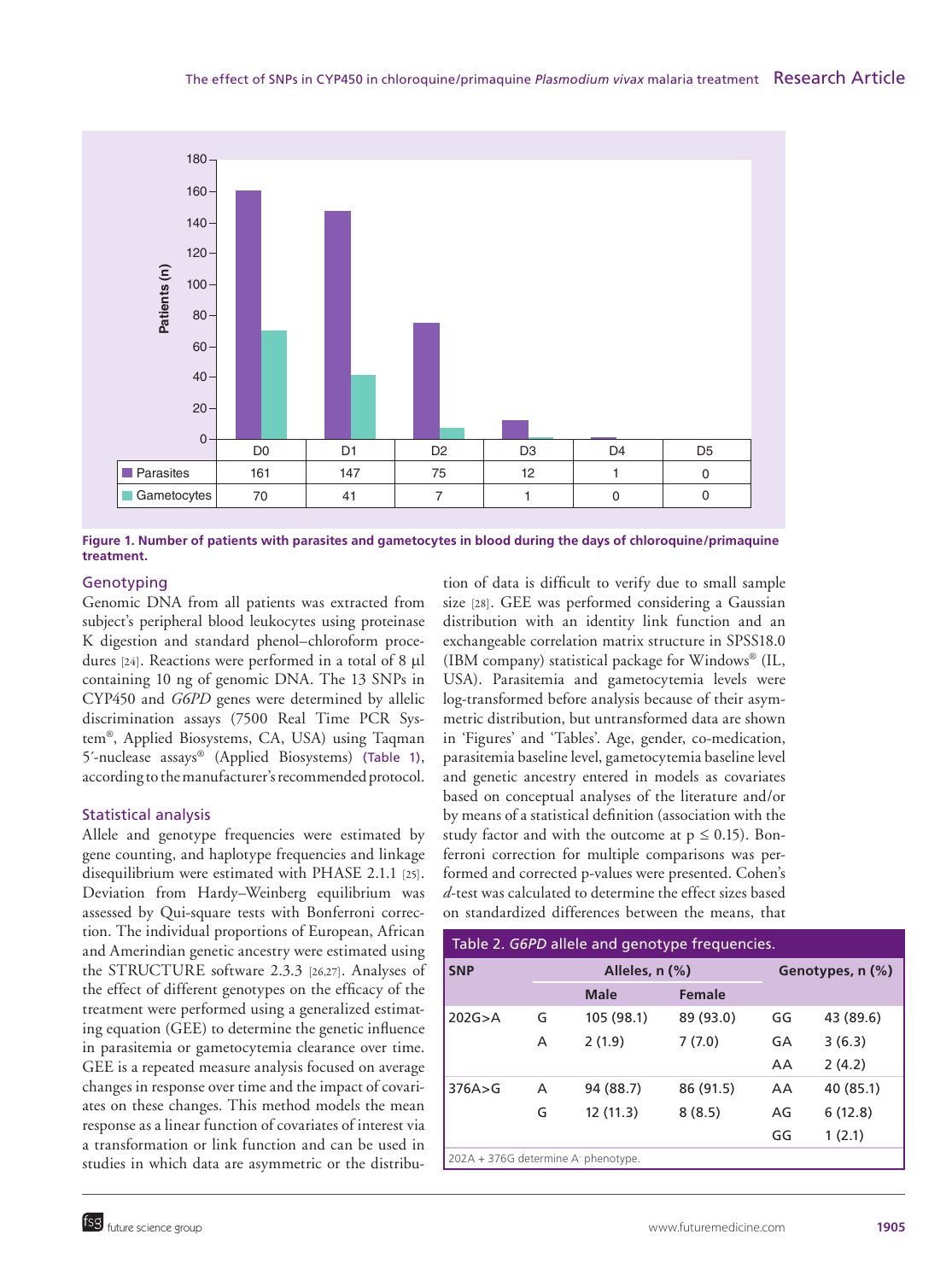| | D0 | D1 | D2 | D3 | D4 | D5 |
|---|---|---|---|---|---|---|
| Parasites | 161 | 147 | 75 | 12 | 1 | 0 |
| Gametocytes | 70 | 41 | 7 | 1 | 0 | 0 |

**Figure 1. Number of patients with parasites and gametocytes in blood during the days of chloroquine/primaquine treatment.**

### Genotyping

Genomic DNA from all patients was extracted from subject's peripheral blood leukocytes using proteinase K digestion and standard phenol–chloroform procedures [24]. Reactions were performed in a total of 8 µl containing 10 ng of genomic DNA. The 13 SNPs in CYP450 and *G6PD* genes were determined by allelic discrimination assays (7500 Real Time PCR System®, Applied Biosystems, CA, USA) using Taqman 5′-nuclease assays® (Applied Biosystems) (Table 1), according to the manufacturer's recommended protocol.

### Statistical analysis

Allele and genotype frequencies were estimated by gene counting, and haplotype frequencies and linkage disequilibrium were estimated with PHASE 2.1.1 [25]. Deviation from Hardy–Weinberg equilibrium was assessed by Qui-square tests with Bonferroni correction. The individual proportions of European, African and Amerindian genetic ancestry were estimated using the STRUCTURE software 2.3.3 [26,27]. Analyses of the effect of different genotypes on the efficacy of the treatment were performed using a generalized estimating equation (GEE) to determine the genetic influence in parasitemia or gametocytemia clearance over time. GEE is a repeated measure analysis focused on average changes in response over time and the impact of covariates on these changes. This method models the mean response as a linear function of covariates of interest via a transformation or link function and can be used in studies in which data are asymmetric or the distribution of data is difficult to verify due to small sample size [28]. GEE was performed considering a Gaussian distribution with an identity link function and an exchangeable correlation matrix structure in SPSS18.0 (IBM company) statistical package for Windows® (IL, USA). Parasitemia and gametocytemia levels were log-transformed before analysis because of their asymmetric distribution, but untransformed data are shown in 'Figures' and 'Tables'. Age, gender, co-medication, parasitemia baseline level, gametocytemia baseline level and genetic ancestry entered in models as covariates based on conceptual analyses of the literature and/or by means of a statistical definition (association with the study factor and with the outcome at $p \leq 0.15$). Bonferroni correction for multiple comparisons was performed and corrected p-values were presented. Cohen's *d*-test was calculated to determine the effect sizes based on standardized differences between the means, that

**Table 2.** *G6PD* **allele and genotype frequencies.**

| SNP | Alleles, n (%) | | | Genotypes, n (%) | |
|---|---|---|---|---|---|
| | | Male | Female | | |
| 202G>A | G | 105 (98.1) | 89 (93.0) | GG | 43 (89.6) |
| | A | 2 (1.9) | 7 (7.0) | GA | 3 (6.3) |
| | | | | AA | 2 (4.2) |
| 376A>G | A | 94 (88.7) | 86 (91.5) | AA | 40 (85.1) |
| | G | 12 (11.3) | 8 (8.5) | AG | 6 (12.8) |
| | | | | GG | 1 (2.1) |

202A + 376G determine A⁻ phenotype.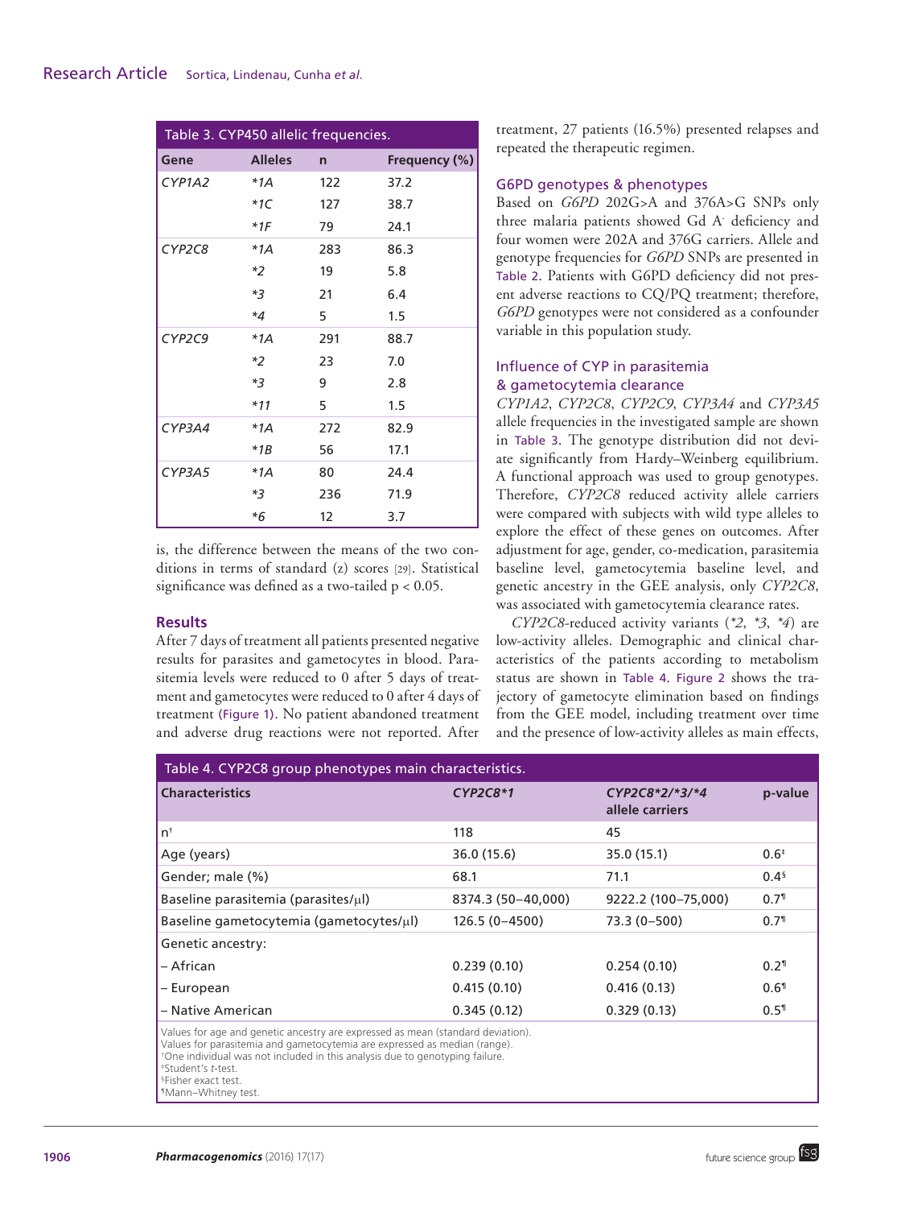**Table 3. CYP450 allelic frequencies.**

| Gene | Alleles | n | Frequency (%) |
|---|---|---|---|
| *CYP1A2* | *\*1A* | 122 | 37.2 |
| | *\*1C* | 127 | 38.7 |
| | *\*1F* | 79 | 24.1 |
| *CYP2C8* | *\*1A* | 283 | 86.3 |
| | *\*2* | 19 | 5.8 |
| | *\*3* | 21 | 6.4 |
| | *\*4* | 5 | 1.5 |
| *CYP2C9* | *\*1A* | 291 | 88.7 |
| | *\*2* | 23 | 7.0 |
| | *\*3* | 9 | 2.8 |
| | *\*11* | 5 | 1.5 |
| *CYP3A4* | *\*1A* | 272 | 82.9 |
| | *\*1B* | 56 | 17.1 |
| *CYP3A5* | *\*1A* | 80 | 24.4 |
| | *\*3* | 236 | 71.9 |
| | *\*6* | 12 | 3.7 |

is, the difference between the means of the two conditions in terms of standard (z) scores [29]. Statistical significance was defined as a two-tailed $p < 0.05$.

## Results

After 7 days of treatment all patients presented negative results for parasites and gametocytes in blood. Parasitemia levels were reduced to 0 after 5 days of treatment and gametocytes were reduced to 0 after 4 days of treatment (Figure 1). No patient abandoned treatment and adverse drug reactions were not reported. After treatment, 27 patients (16.5%) presented relapses and repeated the therapeutic regimen.

### G6PD genotypes & phenotypes

Based on *G6PD* 202G>A and 376A>G SNPs only three malaria patients showed Gd A- deficiency and four women were 202A and 376G carriers. Allele and genotype frequencies for *G6PD* SNPs are presented in Table 2. Patients with G6PD deficiency did not present adverse reactions to CQ/PQ treatment; therefore, *G6PD* genotypes were not considered as a confounder variable in this population study.

### Influence of CYP in parasitemia & gametocytemia clearance

*CYP1A2*, *CYP2C8*, *CYP2C9*, *CYP3A4* and *CYP3A5* allele frequencies in the investigated sample are shown in Table 3. The genotype distribution did not deviate significantly from Hardy–Weinberg equilibrium. A functional approach was used to group genotypes. Therefore, *CYP2C8* reduced activity allele carriers were compared with subjects with wild type alleles to explore the effect of these genes on outcomes. After adjustment for age, gender, co-medication, parasitemia baseline level, gametocytemia baseline level, and genetic ancestry in the GEE analysis, only *CYP2C8*, was associated with gametocytemia clearance rates.

*CYP2C8*-reduced activity variants (*\*2*, *\*3*, *\*4*) are low-activity alleles. Demographic and clinical characteristics of the patients according to metabolism status are shown in Table 4. Figure 2 shows the trajectory of gametocyte elimination based on findings from the GEE model, including treatment over time and the presence of low-activity alleles as main effects,

**Table 4. CYP2C8 group phenotypes main characteristics.**

| Characteristics | CYP2C8\*1 | CYP2C8\*2/\*3/\*4 allele carriers | p-value |
|---|---|---|---|
| n[†] | 118 | 45 | |
| Age (years) | 36.0 (15.6) | 35.0 (15.1) | 0.6[‡] |
| Gender; male (%) | 68.1 | 71.1 | 0.4[§] |
| Baseline parasitemia (parasites/μl) | 8374.3 (50–40,000) | 9222.2 (100–75,000) | 0.7[¶] |
| Baseline gametocytemia (gametocytes/μl) | 126.5 (0–4500) | 73.3 (0–500) | 0.7[¶] |
| Genetic ancestry: | | | |
| – African | 0.239 (0.10) | 0.254 (0.10) | 0.2[¶] |
| – European | 0.415 (0.10) | 0.416 (0.13) | 0.6[¶] |
| – Native American | 0.345 (0.12) | 0.329 (0.13) | 0.5[¶] |

Values for age and genetic ancestry are expressed as mean (standard deviation).
Values for parasitemia and gametocytemia are expressed as median (range).
[†]One individual was not included in this analysis due to genotyping failure.
[‡]Student's *t*-test.
[§]Fisher exact test.
[¶]Mann–Whitney test.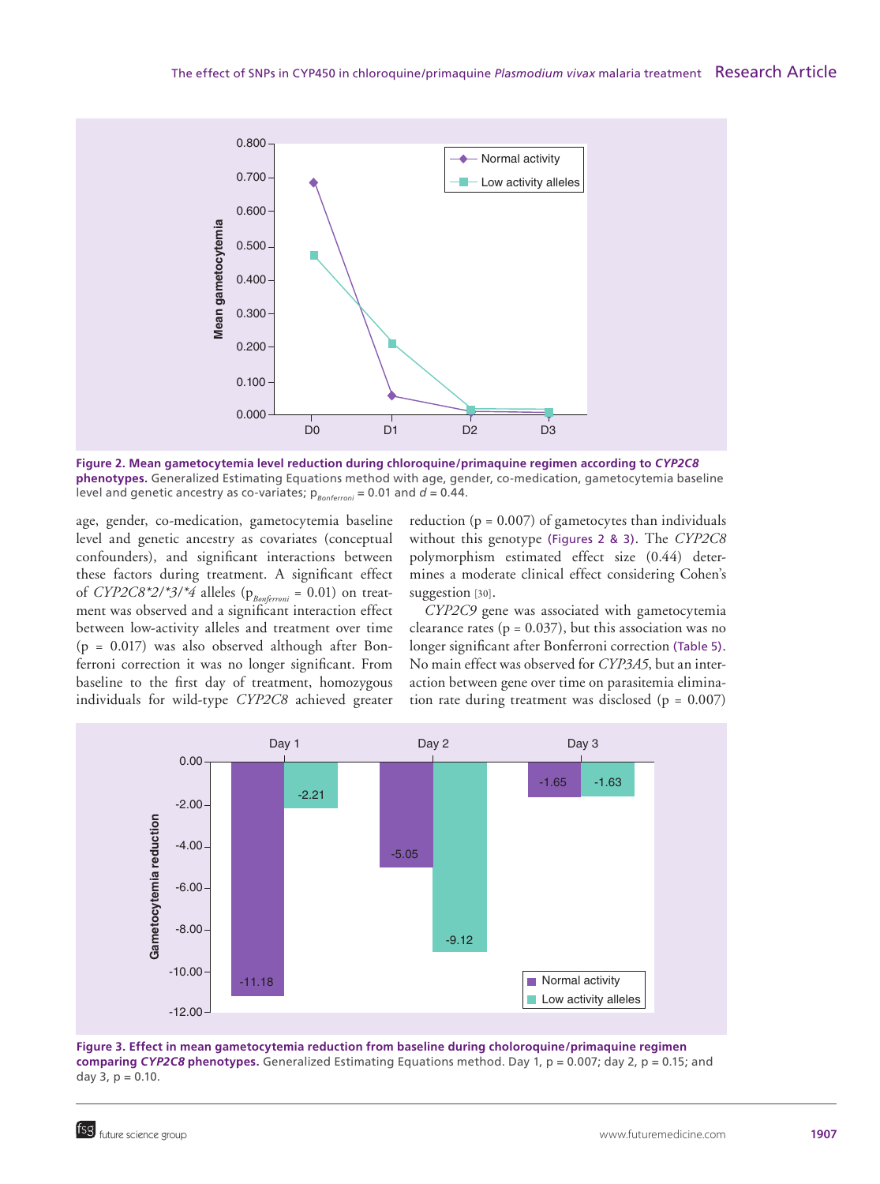**Figure 2. Mean gametocytemia level reduction during chloroquine/primaquine regimen according to *CYP2C8* phenotypes.** Generalized Estimating Equations method with age, gender, co-medication, gametocytemia baseline level and genetic ancestry as co-variates; $p_{Bonferroni} = 0.01$ and $d = 0.44$.

age, gender, co-medication, gametocytemia baseline level and genetic ancestry as covariates (conceptual confounders), and significant interactions between these factors during treatment. A significant effect of *CYP2C8\*2/\*3/\*4* alleles ($p_{Bonferroni} = 0.01$) on treatment was observed and a significant interaction effect between low-activity alleles and treatment over time (p = 0.017) was also observed although after Bonferroni correction it was no longer significant. From baseline to the first day of treatment, homozygous individuals for wild-type *CYP2C8* achieved greater reduction (p = 0.007) of gametocytes than individuals without this genotype (Figures 2 & 3). The *CYP2C8* polymorphism estimated effect size (0.44) determines a moderate clinical effect considering Cohen's suggestion [30].

*CYP2C9* gene was associated with gametocytemia clearance rates (p = 0.037), but this association was no longer significant after Bonferroni correction (Table 5). No main effect was observed for *CYP3A5*, but an interaction between gene over time on parasitemia elimination rate during treatment was disclosed (p = 0.007)

**Figure 3. Effect in mean gametocytemia reduction from baseline during choloroquine/primaquine regimen comparing *CYP2C8* phenotypes.** Generalized Estimating Equations method. Day 1, p = 0.007; day 2, p = 0.15; and day 3, p = 0.10.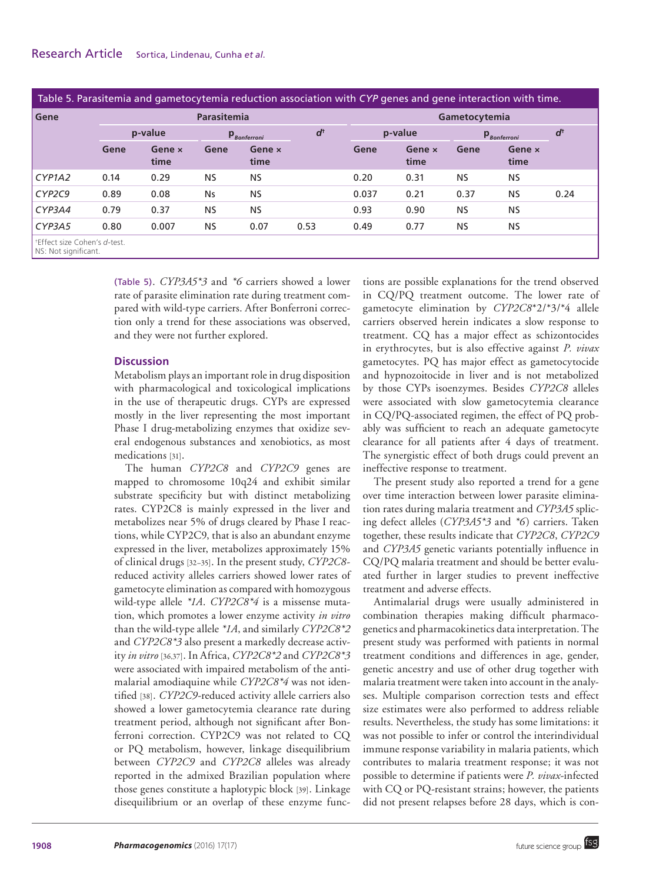Table 5. Parasitemia and gametocytemia reduction association with *CYP* genes and gene interaction with time.

| Gene | Parasitemia | | | | | Gametocytemia | | | | |
|---|---|---|---|---|---|---|---|---|---|---|
| | p-value | | $p_{Bonferroni}$ | | $d^{\dagger}$ | p-value | | $p_{Bonferroni}$ | | $d^{\dagger}$ |
| | Gene | Gene × time | Gene | Gene × time | | Gene | Gene × time | Gene | Gene × time | |
| *CYP1A2* | 0.14 | 0.29 | NS | NS | | 0.20 | 0.31 | NS | NS | |
| *CYP2C9* | 0.89 | 0.08 | Ns | NS | | 0.037 | 0.21 | 0.37 | NS | 0.24 |
| *CYP3A4* | 0.79 | 0.37 | NS | NS | | 0.93 | 0.90 | NS | NS | |
| *CYP3A5* | 0.80 | 0.007 | NS | 0.07 | 0.53 | 0.49 | 0.77 | NS | NS | |

†Effect size Cohen's *d*-test.
NS: Not significant.

(Table 5). *CYP3A5\*3* and *\*6* carriers showed a lower rate of parasite elimination rate during treatment compared with wild-type carriers. After Bonferroni correction only a trend for these associations was observed, and they were not further explored.

## Discussion

Metabolism plays an important role in drug disposition with pharmacological and toxicological implications in the use of therapeutic drugs. CYPs are expressed mostly in the liver representing the most important Phase I drug-metabolizing enzymes that oxidize several endogenous substances and xenobiotics, as most medications [31].

The human *CYP2C8* and *CYP2C9* genes are mapped to chromosome 10q24 and exhibit similar substrate specificity but with distinct metabolizing rates. CYP2C8 is mainly expressed in the liver and metabolizes near 5% of drugs cleared by Phase I reactions, while CYP2C9, that is also an abundant enzyme expressed in the liver, metabolizes approximately 15% of clinical drugs [32–35]. In the present study, *CYP2C8*-reduced activity alleles carriers showed lower rates of gametocyte elimination as compared with homozygous wild-type allele *\*1A*. *CYP2C8\*4* is a missense mutation, which promotes a lower enzyme activity *in vitro* than the wild-type allele *\*1A*, and similarly *CYP2C8\*2* and *CYP2C8\*3* also present a markedly decrease activity *in vitro* [36,37]. In Africa, *CYP2C8\*2* and *CYP2C8\*3* were associated with impaired metabolism of the antimalarial amodiaquine while *CYP2C8\*4* was not identified [38]. *CYP2C9*-reduced activity allele carriers also showed a lower gametocytemia clearance rate during treatment period, although not significant after Bonferroni correction. CYP2C9 was not related to CQ or PQ metabolism, however, linkage disequilibrium between *CYP2C9* and *CYP2C8* alleles was already reported in the admixed Brazilian population where those genes constitute a haplotypic block [39]. Linkage disequilibrium or an overlap of these enzyme functions are possible explanations for the trend observed in CQ/PQ treatment outcome. The lower rate of gametocyte elimination by *CYP2C8*\*2/\*3/\*4 allele carriers observed herein indicates a slow response to treatment. CQ has a major effect as schizontocides in erythrocytes, but is also effective against *P. vivax* gametocytes. PQ has major effect as gametocytocide and hypnozoitocide in liver and is not metabolized by those CYPs isoenzymes. Besides *CYP2C8* alleles were associated with slow gametocytemia clearance in CQ/PQ-associated regimen, the effect of PQ probably was sufficient to reach an adequate gametocyte clearance for all patients after 4 days of treatment. The synergistic effect of both drugs could prevent an ineffective response to treatment.

The present study also reported a trend for a gene over time interaction between lower parasite elimination rates during malaria treatment and *CYP3A5* splicing defect alleles (*CYP3A5\*3* and *\*6*) carriers. Taken together, these results indicate that *CYP2C8*, *CYP2C9* and *CYP3A5* genetic variants potentially influence in CQ/PQ malaria treatment and should be better evaluated further in larger studies to prevent ineffective treatment and adverse effects.

Antimalarial drugs were usually administered in combination therapies making difficult pharmacogenetics and pharmacokinetics data interpretation. The present study was performed with patients in normal treatment conditions and differences in age, gender, genetic ancestry and use of other drug together with malaria treatment were taken into account in the analyses. Multiple comparison correction tests and effect size estimates were also performed to address reliable results. Nevertheless, the study has some limitations: it was not possible to infer or control the interindividual immune response variability in malaria patients, which contributes to malaria treatment response; it was not possible to determine if patients were *P. vivax*-infected with CQ or PQ-resistant strains; however, the patients did not present relapses before 28 days, which is con-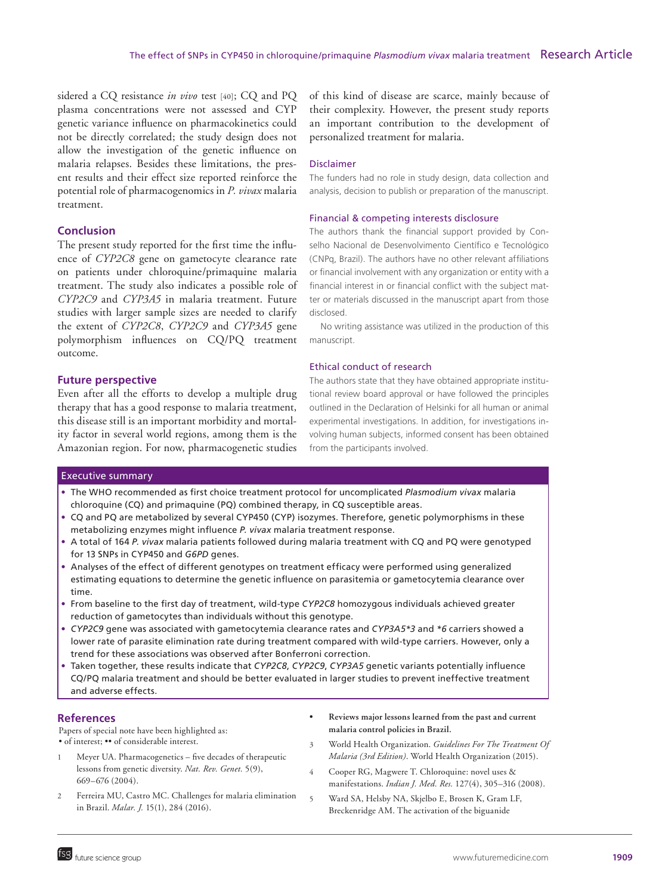sidered a CQ resistance *in vivo* test [40]; CQ and PQ plasma concentrations were not assessed and CYP genetic variance influence on pharmacokinetics could not be directly correlated; the study design does not allow the investigation of the genetic influence on malaria relapses. Besides these limitations, the present results and their effect size reported reinforce the potential role of pharmacogenomics in *P. vivax* malaria treatment.

## Conclusion

The present study reported for the first time the influence of *CYP2C8* gene on gametocyte clearance rate on patients under chloroquine/primaquine malaria treatment. The study also indicates a possible role of *CYP2C9* and *CYP3A5* in malaria treatment. Future studies with larger sample sizes are needed to clarify the extent of *CYP2C8*, *CYP2C9* and *CYP3A5* gene polymorphism influences on CQ/PQ treatment outcome.

## Future perspective

Even after all the efforts to develop a multiple drug therapy that has a good response to malaria treatment, this disease still is an important morbidity and mortality factor in several world regions, among them is the Amazonian region. For now, pharmacogenetic studies of this kind of disease are scarce, mainly because of their complexity. However, the present study reports an important contribution to the development of personalized treatment for malaria.

### Disclaimer

The funders had no role in study design, data collection and analysis, decision to publish or preparation of the manuscript.

### Financial & competing interests disclosure

The authors thank the financial support provided by Conselho Nacional de Desenvolvimento Científico e Tecnológico (CNPq, Brazil). The authors have no other relevant affiliations or financial involvement with any organization or entity with a financial interest in or financial conflict with the subject matter or materials discussed in the manuscript apart from those disclosed.

No writing assistance was utilized in the production of this manuscript.

### Ethical conduct of research

The authors state that they have obtained appropriate institutional review board approval or have followed the principles outlined in the Declaration of Helsinki for all human or animal experimental investigations. In addition, for investigations involving human subjects, informed consent has been obtained from the participants involved.

### Executive summary

- The WHO recommended as first choice treatment protocol for uncomplicated *Plasmodium vivax* malaria chloroquine (CQ) and primaquine (PQ) combined therapy, in CQ susceptible areas.
- CQ and PQ are metabolized by several CYP450 (CYP) isozymes. Therefore, genetic polymorphisms in these metabolizing enzymes might influence *P. vivax* malaria treatment response.
- A total of 164 *P. vivax* malaria patients followed during malaria treatment with CQ and PQ were genotyped for 13 SNPs in CYP450 and *G6PD* genes.
- Analyses of the effect of different genotypes on treatment efficacy were performed using generalized estimating equations to determine the genetic influence on parasitemia or gametocytemia clearance over time.
- From baseline to the first day of treatment, wild-type *CYP2C8* homozygous individuals achieved greater reduction of gametocytes than individuals without this genotype.
- *CYP2C9* gene was associated with gametocytemia clearance rates and *CYP3A5\*3* and *\*6* carriers showed a lower rate of parasite elimination rate during treatment compared with wild-type carriers. However, only a trend for these associations was observed after Bonferroni correction.
- Taken together, these results indicate that *CYP2C8*, *CYP2C9*, *CYP3A5* genetic variants potentially influence CQ/PQ malaria treatment and should be better evaluated in larger studies to prevent ineffective treatment and adverse effects.

## References

Papers of special note have been highlighted as:
• of interest; •• of considerable interest.

1. Meyer UA. Pharmacogenetics – five decades of therapeutic lessons from genetic diversity. *Nat. Rev. Genet.* 5(9), 669–676 (2004).
2. Ferreira MU, Castro MC. Challenges for malaria elimination in Brazil. *Malar. J.* 15(1), 284 (2016).
   - **Reviews major lessons learned from the past and current malaria control policies in Brazil.**
3. World Health Organization. *Guidelines For The Treatment Of Malaria (3rd Edition)*. World Health Organization (2015).
4. Cooper RG, Magwere T. Chloroquine: novel uses & manifestations. *Indian J. Med. Res.* 127(4), 305–316 (2008).
5. Ward SA, Helsby NA, Skjelbo E, Brosen K, Gram LF, Breckenridge AM. The activation of the biguanide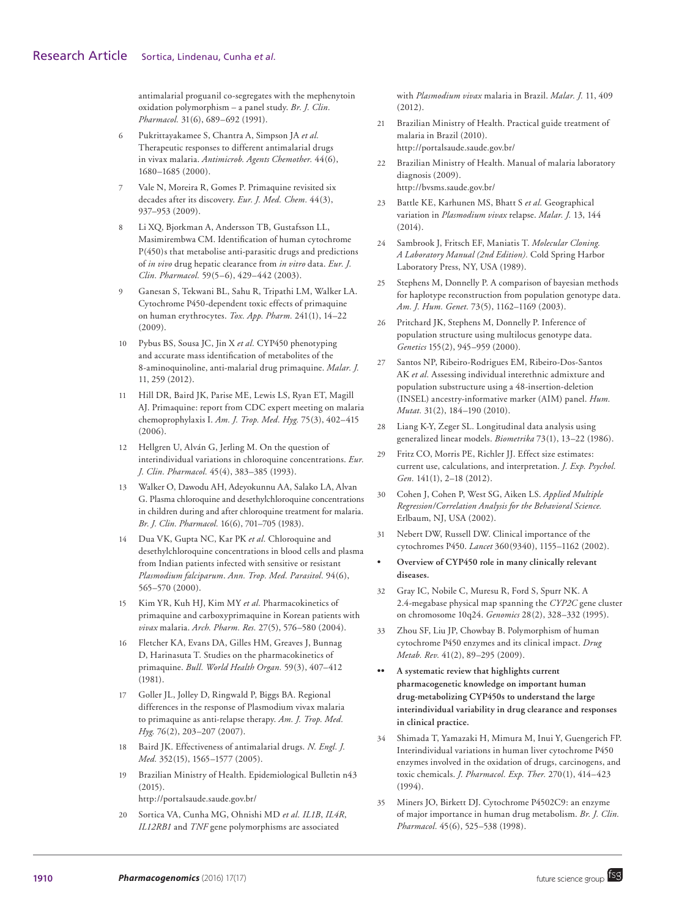antimalarial proguanil co-segregates with the mephenytoin oxidation polymorphism – a panel study. *Br. J. Clin. Pharmacol.* 31(6), 689–692 (1991).

6. Pukrittayakamee S, Chantra A, Simpson JA *et al.* Therapeutic responses to different antimalarial drugs in vivax malaria. *Antimicrob. Agents Chemother.* 44(6), 1680–1685 (2000).

7. Vale N, Moreira R, Gomes P. Primaquine revisited six decades after its discovery. *Eur. J. Med. Chem.* 44(3), 937–953 (2009).

8. Li XQ, Bjorkman A, Andersson TB, Gustafsson LL, Masimirembwa CM. Identification of human cytochrome P(450)s that metabolise anti-parasitic drugs and predictions of *in vivo* drug hepatic clearance from *in vitro* data. *Eur. J. Clin. Pharmacol.* 59(5–6), 429–442 (2003).

9. Ganesan S, Tekwani BL, Sahu R, Tripathi LM, Walker LA. Cytochrome P450-dependent toxic effects of primaquine on human erythrocytes. *Tox. App. Pharm.* 241(1), 14–22 (2009).

10. Pybus BS, Sousa JC, Jin X *et al.* CYP450 phenotyping and accurate mass identification of metabolites of the 8-aminoquinoline, anti-malarial drug primaquine. *Malar. J.* 11, 259 (2012).

11. Hill DR, Baird JK, Parise ME, Lewis LS, Ryan ET, Magill AJ. Primaquine: report from CDC expert meeting on malaria chemoprophylaxis I. *Am. J. Trop. Med. Hyg.* 75(3), 402–415 (2006).

12. Hellgren U, Alván G, Jerling M. On the question of interindividual variations in chloroquine concentrations. *Eur. J. Clin. Pharmacol.* 45(4), 383–385 (1993).

13. Walker O, Dawodu AH, Adeyokunnu AA, Salako LA, Alvan G. Plasma chloroquine and desethylchloroquine concentrations in children during and after chloroquine treatment for malaria. *Br. J. Clin. Pharmacol.* 16(6), 701–705 (1983).

14. Dua VK, Gupta NC, Kar PK *et al.* Chloroquine and desethylchloroquine concentrations in blood cells and plasma from Indian patients infected with sensitive or resistant *Plasmodium falciparum*. *Ann. Trop. Med. Parasitol.* 94(6), 565–570 (2000).

15. Kim YR, Kuh HJ, Kim MY *et al.* Pharmacokinetics of primaquine and carboxyprimaquine in Korean patients with *vivax* malaria. *Arch. Pharm. Res.* 27(5), 576–580 (2004).

16. Fletcher KA, Evans DA, Gilles HM, Greaves J, Bunnag D, Harinasuta T. Studies on the pharmacokinetics of primaquine. *Bull. World Health Organ.* 59(3), 407–412 (1981).

17. Goller JL, Jolley D, Ringwald P, Biggs BA. Regional differences in the response of Plasmodium vivax malaria to primaquine as anti-relapse therapy. *Am. J. Trop. Med. Hyg.* 76(2), 203–207 (2007).

18. Baird JK. Effectiveness of antimalarial drugs. *N. Engl. J. Med.* 352(15), 1565–1577 (2005).

19. Brazilian Ministry of Health. Epidemiological Bulletin n43 (2015). http://portalsaude.saude.gov.br/

20. Sortica VA, Cunha MG, Ohnishi MD *et al.* *IL1B*, *IL4R*, *IL12RB1* and *TNF* gene polymorphisms are associated with *Plasmodium vivax* malaria in Brazil. *Malar. J.* 11, 409 (2012).

21. Brazilian Ministry of Health. Practical guide treatment of malaria in Brazil (2010). http://portalsaude.saude.gov.br/

22. Brazilian Ministry of Health. Manual of malaria laboratory diagnosis (2009). http://bvsms.saude.gov.br/

23. Battle KE, Karhunen MS, Bhatt S *et al.* Geographical variation in *Plasmodium vivax* relapse. *Malar. J.* 13, 144 (2014).

24. Sambrook J, Fritsch EF, Maniatis T. *Molecular Cloning. A Laboratory Manual (2nd Edition).* Cold Spring Harbor Laboratory Press, NY, USA (1989).

25. Stephens M, Donnelly P. A comparison of bayesian methods for haplotype reconstruction from population genotype data. *Am. J. Hum. Genet.* 73(5), 1162–1169 (2003).

26. Pritchard JK, Stephens M, Donnelly P. Inference of population structure using multilocus genotype data. *Genetics* 155(2), 945–959 (2000).

27. Santos NP, Ribeiro-Rodrigues EM, Ribeiro-Dos-Santos AK *et al.* Assessing individual interethnic admixture and population substructure using a 48-insertion-deletion (INSEL) ancestry-informative marker (AIM) panel. *Hum. Mutat.* 31(2), 184–190 (2010).

28. Liang K-Y, Zeger SL. Longitudinal data analysis using generalized linear models. *Biometrika* 73(1), 13–22 (1986).

29. Fritz CO, Morris PE, Richler JJ. Effect size estimates: current use, calculations, and interpretation. *J. Exp. Psychol. Gen.* 141(1), 2–18 (2012).

30. Cohen J, Cohen P, West SG, Aiken LS. *Applied Multiple Regression/Correlation Analysis for the Behavioral Science.* Erlbaum, NJ, USA (2002).

31. Nebert DW, Russell DW. Clinical importance of the cytochromes P450. *Lancet* 360(9340), 1155–1162 (2002).

- **Overview of CYP450 role in many clinically relevant diseases.**

32. Gray IC, Nobile C, Muresu R, Ford S, Spurr NK. A 2.4-megabase physical map spanning the *CYP2C* gene cluster on chromosome 10q24. *Genomics* 28(2), 328–332 (1995).

33. Zhou SF, Liu JP, Chowbay B. Polymorphism of human cytochrome P450 enzymes and its clinical impact. *Drug Metab. Rev.* 41(2), 89–295 (2009).

- •• **A systematic review that highlights current pharmacogenetic knowledge on important human drug-metabolizing CYP450s to understand the large interindividual variability in drug clearance and responses in clinical practice.**

34. Shimada T, Yamazaki H, Mimura M, Inui Y, Guengerich FP. Interindividual variations in human liver cytochrome P450 enzymes involved in the oxidation of drugs, carcinogens, and toxic chemicals. *J. Pharmacol. Exp. Ther.* 270(1), 414–423 (1994).

35. Miners JO, Birkett DJ. Cytochrome P4502C9: an enzyme of major importance in human drug metabolism. *Br. J. Clin. Pharmacol.* 45(6), 525–538 (1998).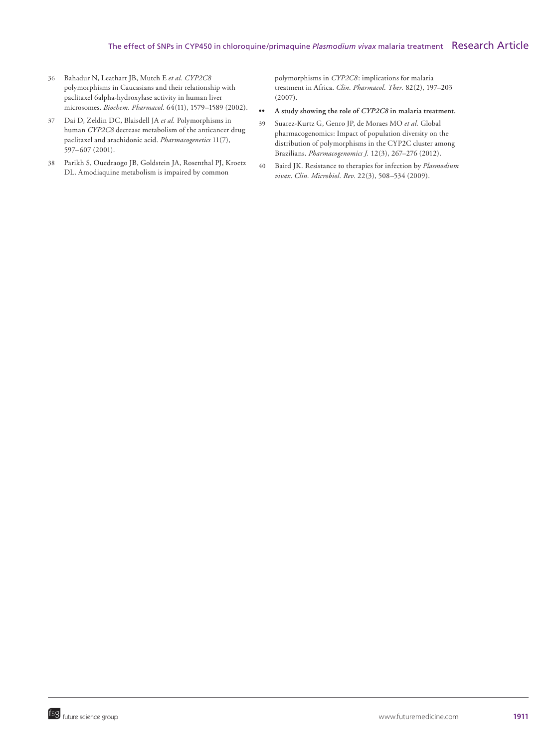36 Bahadur N, Leathart JB, Mutch E *et al. CYP2C8* polymorphisms in Caucasians and their relationship with paclitaxel 6alpha-hydroxylase activity in human liver microsomes. *Biochem. Pharmacol.* 64(11), 1579–1589 (2002).

37 Dai D, Zeldin DC, Blaisdell JA *et al.* Polymorphisms in human *CYP2C8* decrease metabolism of the anticancer drug paclitaxel and arachidonic acid. *Pharmacogenetics* 11(7), 597–607 (2001).

38 Parikh S, Ouedraogo JB, Goldstein JA, Rosenthal PJ, Kroetz DL. Amodiaquine metabolism is impaired by common polymorphisms in *CYP2C8*: implications for malaria treatment in Africa. *Clin. Pharmacol. Ther.* 82(2), 197–203 (2007).

•• **A study showing the role of *CYP2C8* in malaria treatment.**

39 Suarez-Kurtz G, Genro JP, de Moraes MO *et al.* Global pharmacogenomics: Impact of population diversity on the distribution of polymorphisms in the CYP2C cluster among Brazilians. *Pharmacogenomics J.* 12(3), 267–276 (2012).

40 Baird JK. Resistance to therapies for infection by *Plasmodium vivax*. *Clin. Microbiol. Rev.* 22(3), 508–534 (2009).